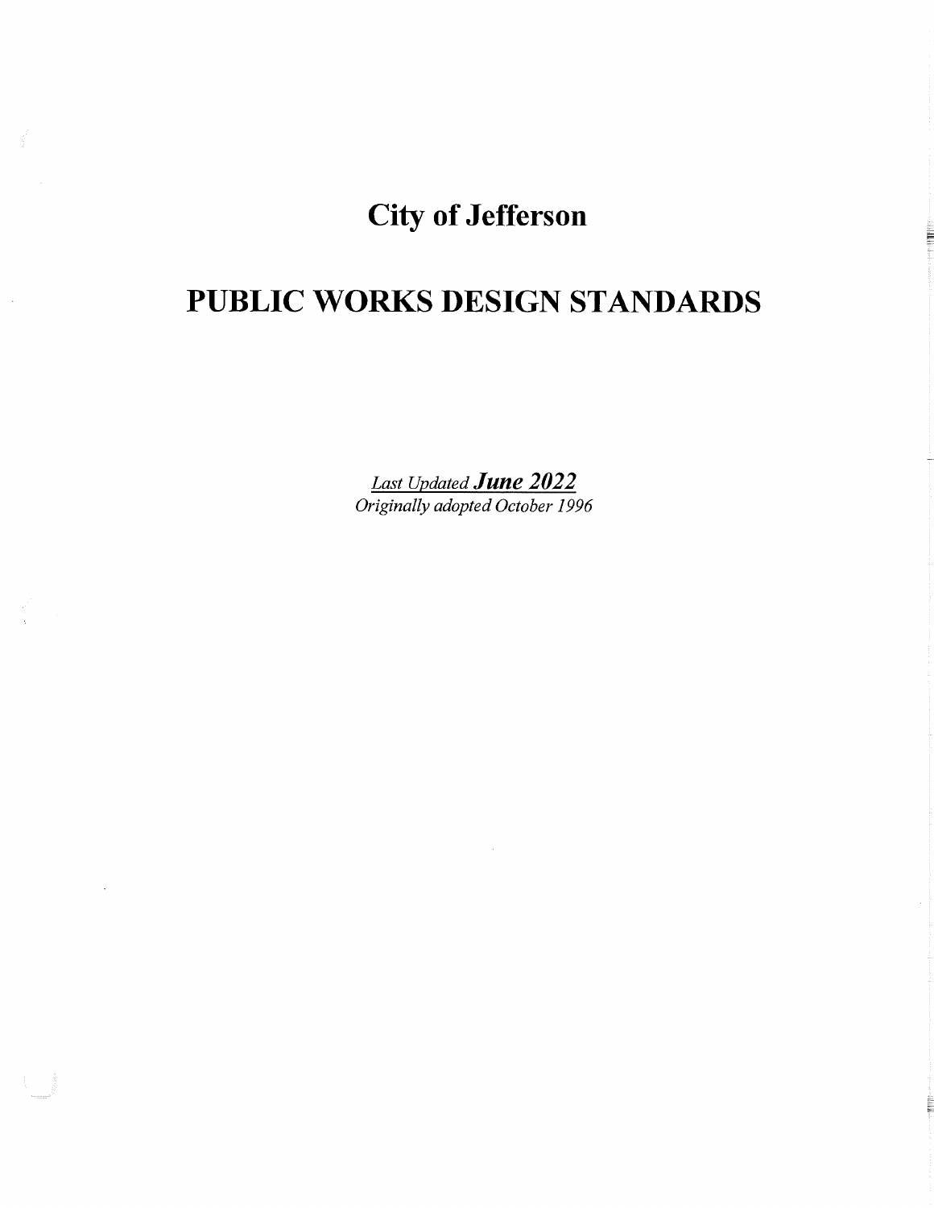# City of Jefferson

# PUBLIC WORKS DESIGN STANDARDS

*Last Updated* ***June 2022***

*Originally adopted October 1996*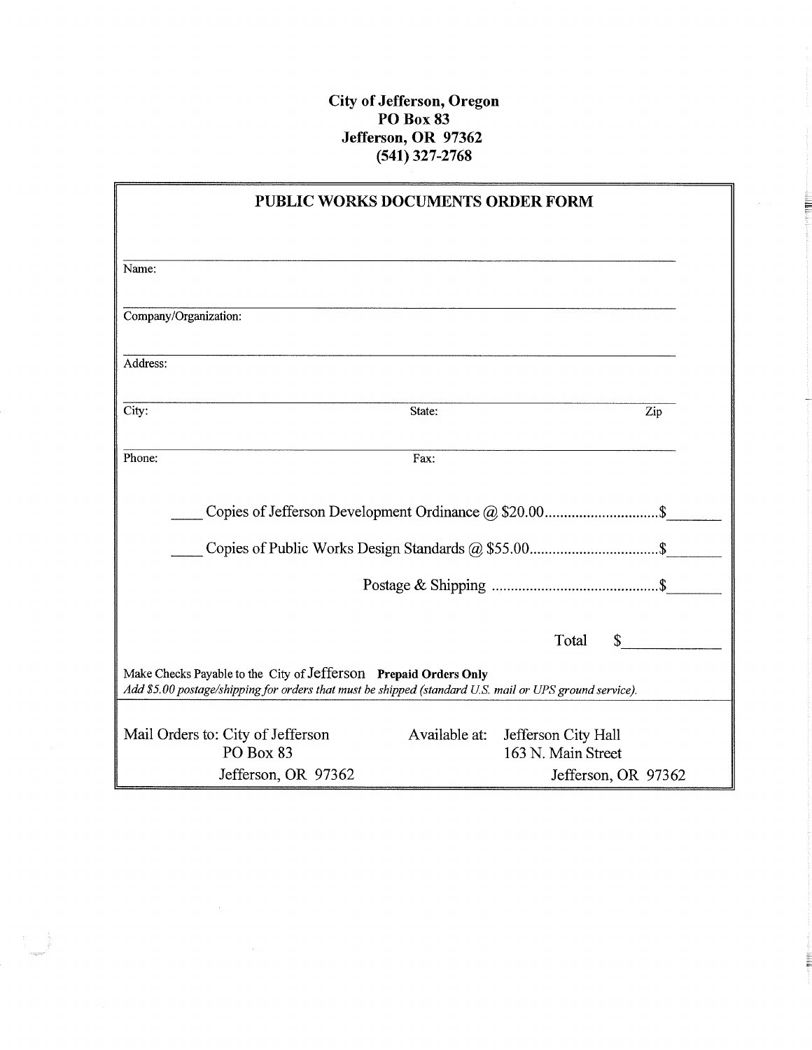**City of Jefferson, Oregon**
**PO Box 83**
**Jefferson, OR 97362**
**(541) 327-2768**

## PUBLIC WORKS DOCUMENTS ORDER FORM

Name: ____________________________________________

Company/Organization: ____________________________________________

Address: ____________________________________________

City: ____________________ State: ____________________ Zip ____________________

Phone: ____________________ Fax: ____________________

____ Copies of Jefferson Development Ordinance @ $20.00..............................$_______

____ Copies of Public Works Design Standards @ $55.00..................................$_______

Postage & Shipping ............................................$_______

Total $____________

Make Checks Payable to the City of Jefferson **Prepaid Orders Only**
*Add $5.00 postage/shipping for orders that must be shipped (standard U.S. mail or UPS ground service).*

Mail Orders to: City of Jefferson
PO Box 83
Jefferson, OR 97362

Available at: Jefferson City Hall
163 N. Main Street
Jefferson, OR 97362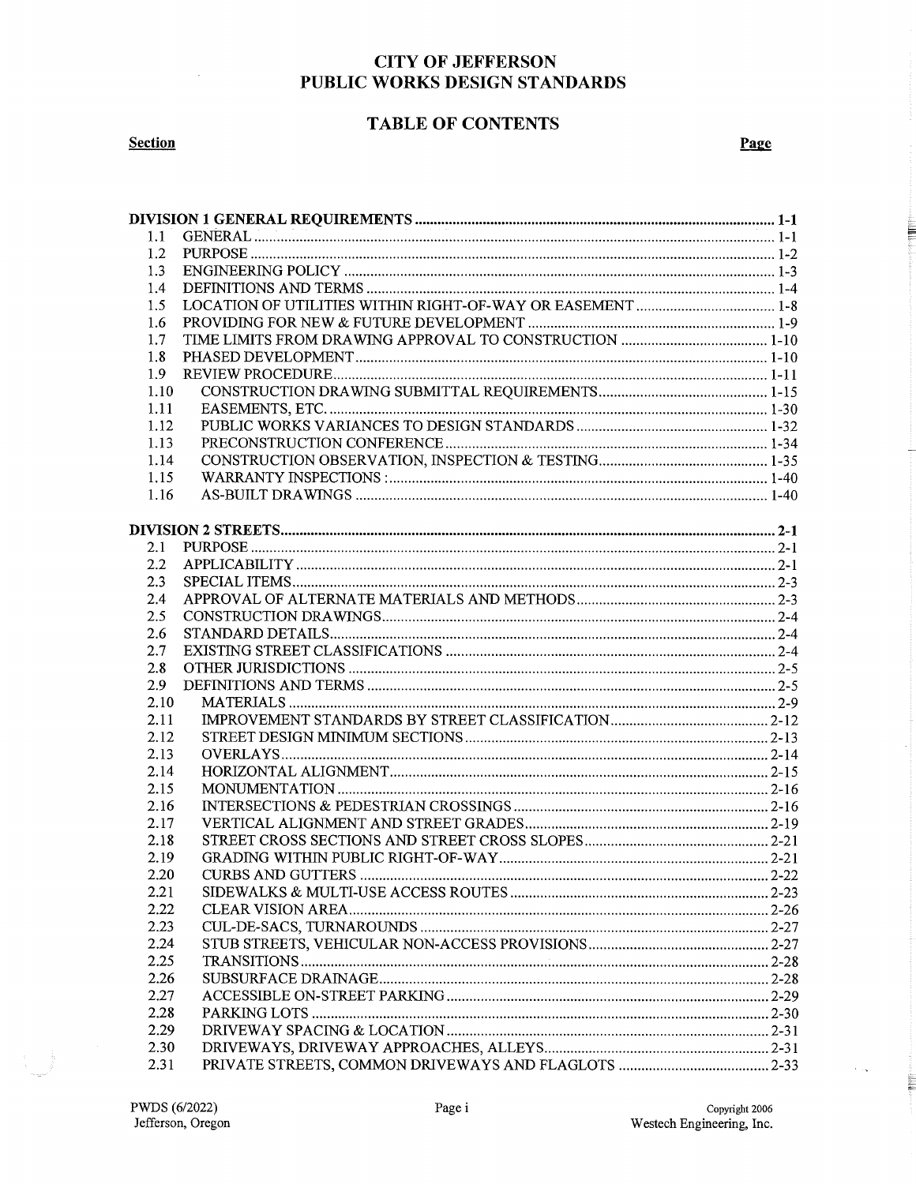# CITY OF JEFFERSON
# PUBLIC WORKS DESIGN STANDARDS

## TABLE OF CONTENTS

| Section | | Page |
|---|---|---|
| **DIVISION 1 GENERAL REQUIREMENTS** | | **1-1** |
| 1.1 | GENERAL | 1-1 |
| 1.2 | PURPOSE | 1-2 |
| 1.3 | ENGINEERING POLICY | 1-3 |
| 1.4 | DEFINITIONS AND TERMS | 1-4 |
| 1.5 | LOCATION OF UTILITIES WITHIN RIGHT-OF-WAY OR EASEMENT | 1-8 |
| 1.6 | PROVIDING FOR NEW & FUTURE DEVELOPMENT | 1-9 |
| 1.7 | TIME LIMITS FROM DRAWING APPROVAL TO CONSTRUCTION | 1-10 |
| 1.8 | PHASED DEVELOPMENT | 1-10 |
| 1.9 | REVIEW PROCEDURE | 1-11 |
| 1.10 | CONSTRUCTION DRAWING SUBMITTAL REQUIREMENTS | 1-15 |
| 1.11 | EASEMENTS, ETC. | 1-30 |
| 1.12 | PUBLIC WORKS VARIANCES TO DESIGN STANDARDS | 1-32 |
| 1.13 | PRECONSTRUCTION CONFERENCE | 1-34 |
| 1.14 | CONSTRUCTION OBSERVATION, INSPECTION & TESTING | 1-35 |
| 1.15 | WARRANTY INSPECTIONS : | 1-40 |
| 1.16 | AS-BUILT DRAWINGS | 1-40 |
| **DIVISION 2 STREETS** | | **2-1** |
| 2.1 | PURPOSE | 2-1 |
| 2.2 | APPLICABILITY | 2-1 |
| 2.3 | SPECIAL ITEMS | 2-3 |
| 2.4 | APPROVAL OF ALTERNATE MATERIALS AND METHODS | 2-3 |
| 2.5 | CONSTRUCTION DRAWINGS | 2-4 |
| 2.6 | STANDARD DETAILS | 2-4 |
| 2.7 | EXISTING STREET CLASSIFICATIONS | 2-4 |
| 2.8 | OTHER JURISDICTIONS | 2-5 |
| 2.9 | DEFINITIONS AND TERMS | 2-5 |
| 2.10 | MATERIALS | 2-9 |
| 2.11 | IMPROVEMENT STANDARDS BY STREET CLASSIFICATION | 2-12 |
| 2.12 | STREET DESIGN MINIMUM SECTIONS | 2-13 |
| 2.13 | OVERLAYS | 2-14 |
| 2.14 | HORIZONTAL ALIGNMENT | 2-15 |
| 2.15 | MONUMENTATION | 2-16 |
| 2.16 | INTERSECTIONS & PEDESTRIAN CROSSINGS | 2-16 |
| 2.17 | VERTICAL ALIGNMENT AND STREET GRADES | 2-19 |
| 2.18 | STREET CROSS SECTIONS AND STREET CROSS SLOPES | 2-21 |
| 2.19 | GRADING WITHIN PUBLIC RIGHT-OF-WAY | 2-21 |
| 2.20 | CURBS AND GUTTERS | 2-22 |
| 2.21 | SIDEWALKS & MULTI-USE ACCESS ROUTES | 2-23 |
| 2.22 | CLEAR VISION AREA | 2-26 |
| 2.23 | CUL-DE-SACS, TURNAROUNDS | 2-27 |
| 2.24 | STUB STREETS, VEHICULAR NON-ACCESS PROVISIONS | 2-27 |
| 2.25 | TRANSITIONS | 2-28 |
| 2.26 | SUBSURFACE DRAINAGE | 2-28 |
| 2.27 | ACCESSIBLE ON-STREET PARKING | 2-29 |
| 2.28 | PARKING LOTS | 2-30 |
| 2.29 | DRIVEWAY SPACING & LOCATION | 2-31 |
| 2.30 | DRIVEWAYS, DRIVEWAY APPROACHES, ALLEYS | 2-31 |
| 2.31 | PRIVATE STREETS, COMMON DRIVEWAYS AND FLAGLOTS | 2-33 |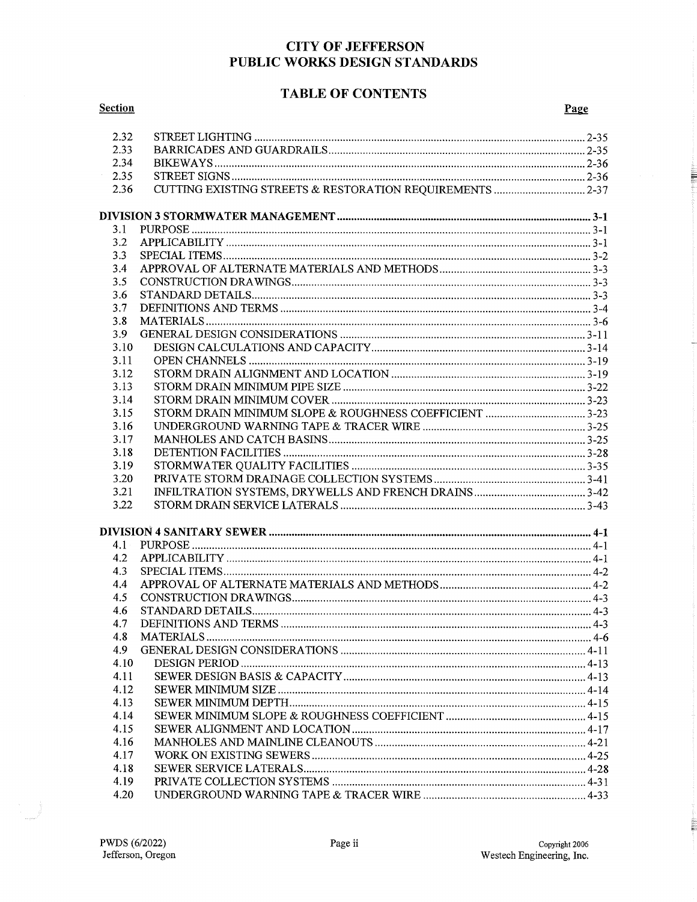# CITY OF JEFFERSON
# PUBLIC WORKS DESIGN STANDARDS

## TABLE OF CONTENTS

| Section | | Page |
|---|---|---|
| 2.32 | STREET LIGHTING | 2-35 |
| 2.33 | BARRICADES AND GUARDRAILS | 2-35 |
| 2.34 | BIKEWAYS | 2-36 |
| 2.35 | STREET SIGNS | 2-36 |
| 2.36 | CUTTING EXISTING STREETS & RESTORATION REQUIREMENTS | 2-37 |
| **DIVISION 3 STORMWATER MANAGEMENT** | | **3-1** |
| 3.1 | PURPOSE | 3-1 |
| 3.2 | APPLICABILITY | 3-1 |
| 3.3 | SPECIAL ITEMS | 3-2 |
| 3.4 | APPROVAL OF ALTERNATE MATERIALS AND METHODS | 3-3 |
| 3.5 | CONSTRUCTION DRAWINGS | 3-3 |
| 3.6 | STANDARD DETAILS | 3-3 |
| 3.7 | DEFINITIONS AND TERMS | 3-4 |
| 3.8 | MATERIALS | 3-6 |
| 3.9 | GENERAL DESIGN CONSIDERATIONS | 3-11 |
| 3.10 | DESIGN CALCULATIONS AND CAPACITY | 3-14 |
| 3.11 | OPEN CHANNELS | 3-19 |
| 3.12 | STORM DRAIN ALIGNMENT AND LOCATION | 3-19 |
| 3.13 | STORM DRAIN MINIMUM PIPE SIZE | 3-22 |
| 3.14 | STORM DRAIN MINIMUM COVER | 3-23 |
| 3.15 | STORM DRAIN MINIMUM SLOPE & ROUGHNESS COEFFICIENT | 3-23 |
| 3.16 | UNDERGROUND WARNING TAPE & TRACER WIRE | 3-25 |
| 3.17 | MANHOLES AND CATCH BASINS | 3-25 |
| 3.18 | DETENTION FACILITIES | 3-28 |
| 3.19 | STORMWATER QUALITY FACILITIES | 3-35 |
| 3.20 | PRIVATE STORM DRAINAGE COLLECTION SYSTEMS | 3-41 |
| 3.21 | INFILTRATION SYSTEMS, DRYWELLS AND FRENCH DRAINS | 3-42 |
| 3.22 | STORM DRAIN SERVICE LATERALS | 3-43 |
| **DIVISION 4 SANITARY SEWER** | | **4-1** |
| 4.1 | PURPOSE | 4-1 |
| 4.2 | APPLICABILITY | 4-1 |
| 4.3 | SPECIAL ITEMS | 4-2 |
| 4.4 | APPROVAL OF ALTERNATE MATERIALS AND METHODS | 4-2 |
| 4.5 | CONSTRUCTION DRAWINGS | 4-3 |
| 4.6 | STANDARD DETAILS | 4-3 |
| 4.7 | DEFINITIONS AND TERMS | 4-3 |
| 4.8 | MATERIALS | 4-6 |
| 4.9 | GENERAL DESIGN CONSIDERATIONS | 4-11 |
| 4.10 | DESIGN PERIOD | 4-13 |
| 4.11 | SEWER DESIGN BASIS & CAPACITY | 4-13 |
| 4.12 | SEWER MINIMUM SIZE | 4-14 |
| 4.13 | SEWER MINIMUM DEPTH | 4-15 |
| 4.14 | SEWER MINIMUM SLOPE & ROUGHNESS COEFFICIENT | 4-15 |
| 4.15 | SEWER ALIGNMENT AND LOCATION | 4-17 |
| 4.16 | MANHOLES AND MAINLINE CLEANOUTS | 4-21 |
| 4.17 | WORK ON EXISTING SEWERS | 4-25 |
| 4.18 | SEWER SERVICE LATERALS | 4-28 |
| 4.19 | PRIVATE COLLECTION SYSTEMS | 4-31 |
| 4.20 | UNDERGROUND WARNING TAPE & TRACER WIRE | 4-33 |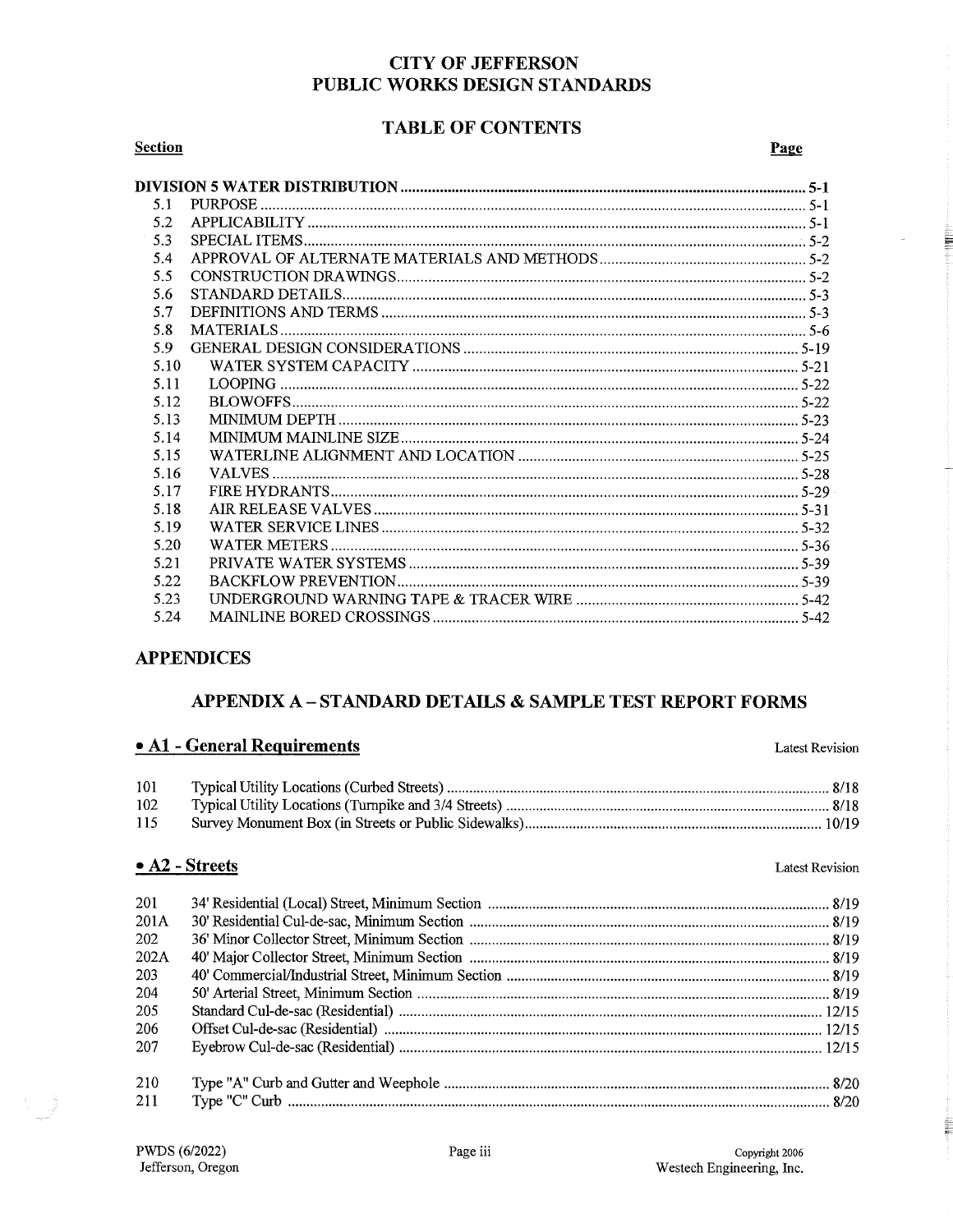# CITY OF JEFFERSON
# PUBLIC WORKS DESIGN STANDARDS

## TABLE OF CONTENTS

| Section | | Page |
|---|---|---|
| **DIVISION 5 WATER DISTRIBUTION** | | **5-1** |
| 5.1 | PURPOSE | 5-1 |
| 5.2 | APPLICABILITY | 5-1 |
| 5.3 | SPECIAL ITEMS | 5-2 |
| 5.4 | APPROVAL OF ALTERNATE MATERIALS AND METHODS | 5-2 |
| 5.5 | CONSTRUCTION DRAWINGS | 5-2 |
| 5.6 | STANDARD DETAILS | 5-3 |
| 5.7 | DEFINITIONS AND TERMS | 5-3 |
| 5.8 | MATERIALS | 5-6 |
| 5.9 | GENERAL DESIGN CONSIDERATIONS | 5-19 |
| 5.10 | WATER SYSTEM CAPACITY | 5-21 |
| 5.11 | LOOPING | 5-22 |
| 5.12 | BLOWOFFS | 5-22 |
| 5.13 | MINIMUM DEPTH | 5-23 |
| 5.14 | MINIMUM MAINLINE SIZE | 5-24 |
| 5.15 | WATERLINE ALIGNMENT AND LOCATION | 5-25 |
| 5.16 | VALVES | 5-28 |
| 5.17 | FIRE HYDRANTS | 5-29 |
| 5.18 | AIR RELEASE VALVES | 5-31 |
| 5.19 | WATER SERVICE LINES | 5-32 |
| 5.20 | WATER METERS | 5-36 |
| 5.21 | PRIVATE WATER SYSTEMS | 5-39 |
| 5.22 | BACKFLOW PREVENTION | 5-39 |
| 5.23 | UNDERGROUND WARNING TAPE & TRACER WIRE | 5-42 |
| 5.24 | MAINLINE BORED CROSSINGS | 5-42 |

## APPENDICES

### APPENDIX A – STANDARD DETAILS & SAMPLE TEST REPORT FORMS

#### • A1 - General Requirements

| | | Latest Revision |
|---|---|---|
| 101 | Typical Utility Locations (Curbed Streets) | 8/18 |
| 102 | Typical Utility Locations (Turnpike and 3/4 Streets) | 8/18 |
| 115 | Survey Monument Box (in Streets or Public Sidewalks) | 10/19 |

#### • A2 - Streets

| | | Latest Revision |
|---|---|---|
| 201 | 34' Residential (Local) Street, Minimum Section | 8/19 |
| 201A | 30' Residential Cul-de-sac, Minimum Section | 8/19 |
| 202 | 36' Minor Collector Street, Minimum Section | 8/19 |
| 202A | 40' Major Collector Street, Minimum Section | 8/19 |
| 203 | 40' Commercial/Industrial Street, Minimum Section | 8/19 |
| 204 | 50' Arterial Street, Minimum Section | 8/19 |
| 205 | Standard Cul-de-sac (Residential) | 12/15 |
| 206 | Offset Cul-de-sac (Residential) | 12/15 |
| 207 | Eyebrow Cul-de-sac (Residential) | 12/15 |
| 210 | Type "A" Curb and Gutter and Weephole | 8/20 |
| 211 | Type "C" Curb | 8/20 |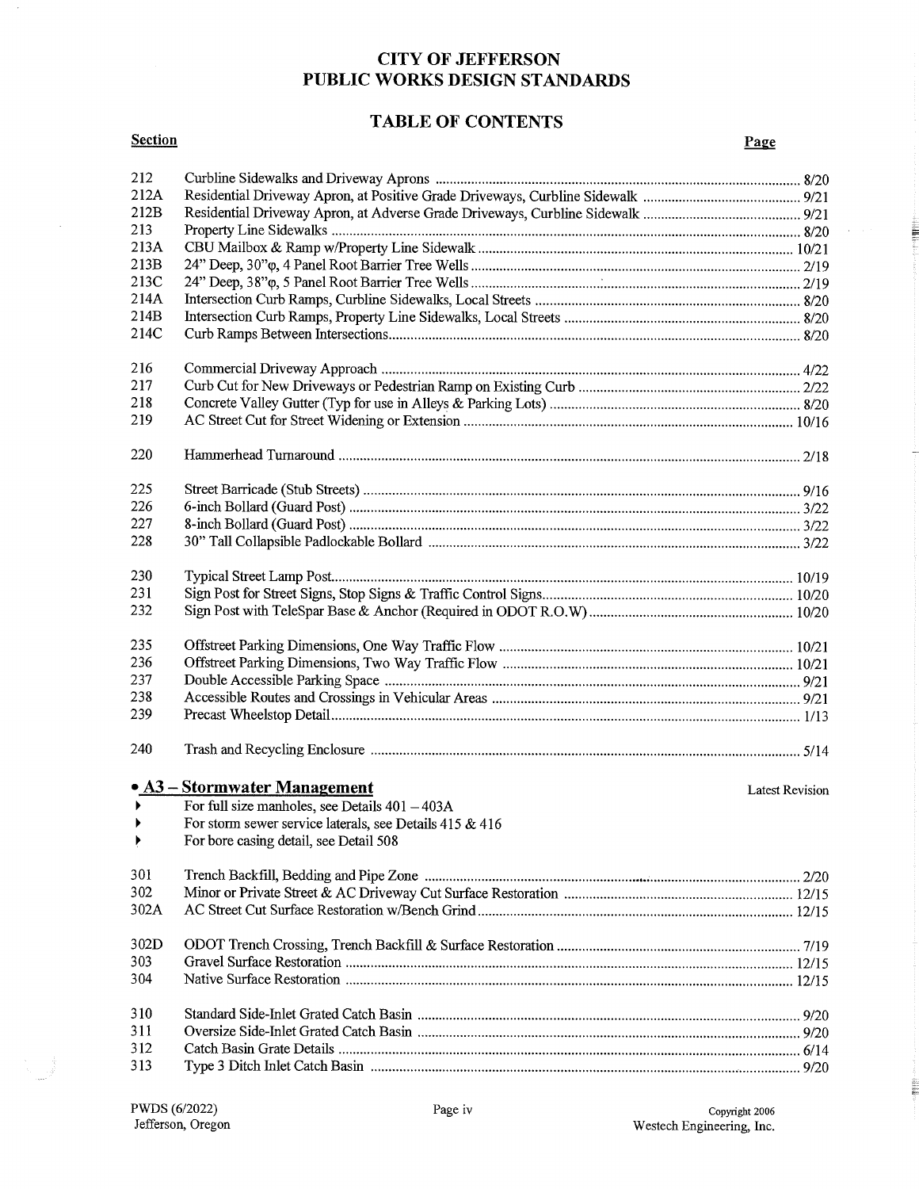# CITY OF JEFFERSON
# PUBLIC WORKS DESIGN STANDARDS

## TABLE OF CONTENTS

| Section | | Page |
|---|---|---|
| 212 | Curbline Sidewalks and Driveway Aprons | 8/20 |
| 212A | Residential Driveway Apron, at Positive Grade Driveways, Curbline Sidewalk | 9/21 |
| 212B | Residential Driveway Apron, at Adverse Grade Driveways, Curbline Sidewalk | 9/21 |
| 213 | Property Line Sidewalks | 8/20 |
| 213A | CBU Mailbox & Ramp w/Property Line Sidewalk | 10/21 |
| 213B | 24" Deep, 30"φ, 4 Panel Root Barrier Tree Wells | 2/19 |
| 213C | 24" Deep, 38"φ, 5 Panel Root Barrier Tree Wells | 2/19 |
| 214A | Intersection Curb Ramps, Curbline Sidewalks, Local Streets | 8/20 |
| 214B | Intersection Curb Ramps, Property Line Sidewalks, Local Streets | 8/20 |
| 214C | Curb Ramps Between Intersections | 8/20 |
| 216 | Commercial Driveway Approach | 4/22 |
| 217 | Curb Cut for New Driveways or Pedestrian Ramp on Existing Curb | 2/22 |
| 218 | Concrete Valley Gutter (Typ for use in Alleys & Parking Lots) | 8/20 |
| 219 | AC Street Cut for Street Widening or Extension | 10/16 |
| 220 | Hammerhead Turnaround | 2/18 |
| 225 | Street Barricade (Stub Streets) | 9/16 |
| 226 | 6-inch Bollard (Guard Post) | 3/22 |
| 227 | 8-inch Bollard (Guard Post) | 3/22 |
| 228 | 30" Tall Collapsible Padlockable Bollard | 3/22 |
| 230 | Typical Street Lamp Post | 10/19 |
| 231 | Sign Post for Street Signs, Stop Signs & Traffic Control Signs | 10/20 |
| 232 | Sign Post with TeleSpar Base & Anchor (Required in ODOT R.O.W) | 10/20 |
| 235 | Offstreet Parking Dimensions, One Way Traffic Flow | 10/21 |
| 236 | Offstreet Parking Dimensions, Two Way Traffic Flow | 10/21 |
| 237 | Double Accessible Parking Space | 9/21 |
| 238 | Accessible Routes and Crossings in Vehicular Areas | 9/21 |
| 239 | Precast Wheelstop Detail | 1/13 |
| 240 | Trash and Recycling Enclosure | 5/14 |

## • A3 – Stormwater Management

Latest Revision

- For full size manholes, see Details 401 – 403A
- For storm sewer service laterals, see Details 415 & 416
- For bore casing detail, see Detail 508

| Section | | Page |
|---|---|---|
| 301 | Trench Backfill, Bedding and Pipe Zone | 2/20 |
| 302 | Minor or Private Street & AC Driveway Cut Surface Restoration | 12/15 |
| 302A | AC Street Cut Surface Restoration w/Bench Grind | 12/15 |
| 302D | ODOT Trench Crossing, Trench Backfill & Surface Restoration | 7/19 |
| 303 | Gravel Surface Restoration | 12/15 |
| 304 | Native Surface Restoration | 12/15 |
| 310 | Standard Side-Inlet Grated Catch Basin | 9/20 |
| 311 | Oversize Side-Inlet Grated Catch Basin | 9/20 |
| 312 | Catch Basin Grate Details | 6/14 |
| 313 | Type 3 Ditch Inlet Catch Basin | 9/20 |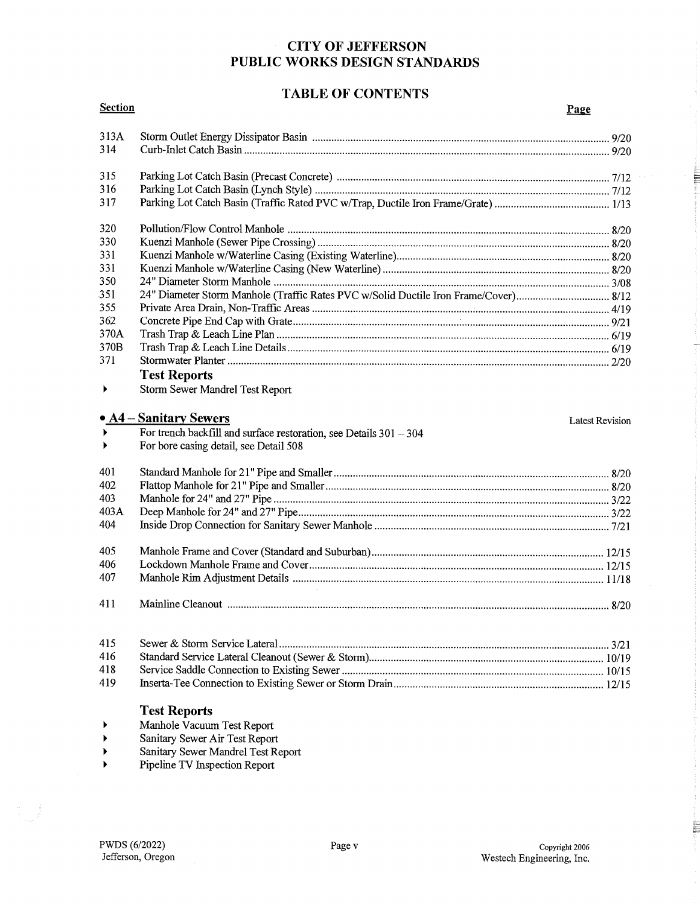# CITY OF JEFFERSON
# PUBLIC WORKS DESIGN STANDARDS

## TABLE OF CONTENTS

| Section | | Page |
|---|---|---|
| 313A | Storm Outlet Energy Dissipator Basin | 9/20 |
| 314 | Curb-Inlet Catch Basin | 9/20 |
| 315 | Parking Lot Catch Basin (Precast Concrete) | 7/12 |
| 316 | Parking Lot Catch Basin (Lynch Style) | 7/12 |
| 317 | Parking Lot Catch Basin (Traffic Rated PVC w/Trap, Ductile Iron Frame/Grate) | 1/13 |
| 320 | Pollution/Flow Control Manhole | 8/20 |
| 330 | Kuenzi Manhole (Sewer Pipe Crossing) | 8/20 |
| 331 | Kuenzi Manhole w/Waterline Casing (Existing Waterline) | 8/20 |
| 331 | Kuenzi Manhole w/Waterline Casing (New Waterline) | 8/20 |
| 350 | 24" Diameter Storm Manhole | 3/08 |
| 351 | 24" Diameter Storm Manhole (Traffic Rates PVC w/Solid Ductile Iron Frame/Cover) | 8/12 |
| 355 | Private Area Drain, Non-Traffic Areas | 4/19 |
| 362 | Concrete Pipe End Cap with Grate | 9/21 |
| 370A | Trash Trap & Leach Line Plan | 6/19 |
| 370B | Trash Trap & Leach Line Details | 6/19 |
| 371 | Stormwater Planter | 2/20 |

### Test Reports

- Storm Sewer Mandrel Test Report

## • A4 – Sanitary Sewers

Latest Revision

- For trench backfill and surface restoration, see Details 301 – 304
- For bore casing detail, see Detail 508

| Section | | Page |
|---|---|---|
| 401 | Standard Manhole for 21" Pipe and Smaller | 8/20 |
| 402 | Flattop Manhole for 21" Pipe and Smaller | 8/20 |
| 403 | Manhole for 24" and 27" Pipe | 3/22 |
| 403A | Deep Manhole for 24" and 27" Pipe | 3/22 |
| 404 | Inside Drop Connection for Sanitary Sewer Manhole | 7/21 |
| 405 | Manhole Frame and Cover (Standard and Suburban) | 12/15 |
| 406 | Lockdown Manhole Frame and Cover | 12/15 |
| 407 | Manhole Rim Adjustment Details | 11/18 |
| 411 | Mainline Cleanout | 8/20 |
| 415 | Sewer & Storm Service Lateral | 3/21 |
| 416 | Standard Service Lateral Cleanout (Sewer & Storm) | 10/19 |
| 418 | Service Saddle Connection to Existing Sewer | 10/15 |
| 419 | Inserta-Tee Connection to Existing Sewer or Storm Drain | 12/15 |

### Test Reports

- Manhole Vacuum Test Report
- Sanitary Sewer Air Test Report
- Sanitary Sewer Mandrel Test Report
- Pipeline TV Inspection Report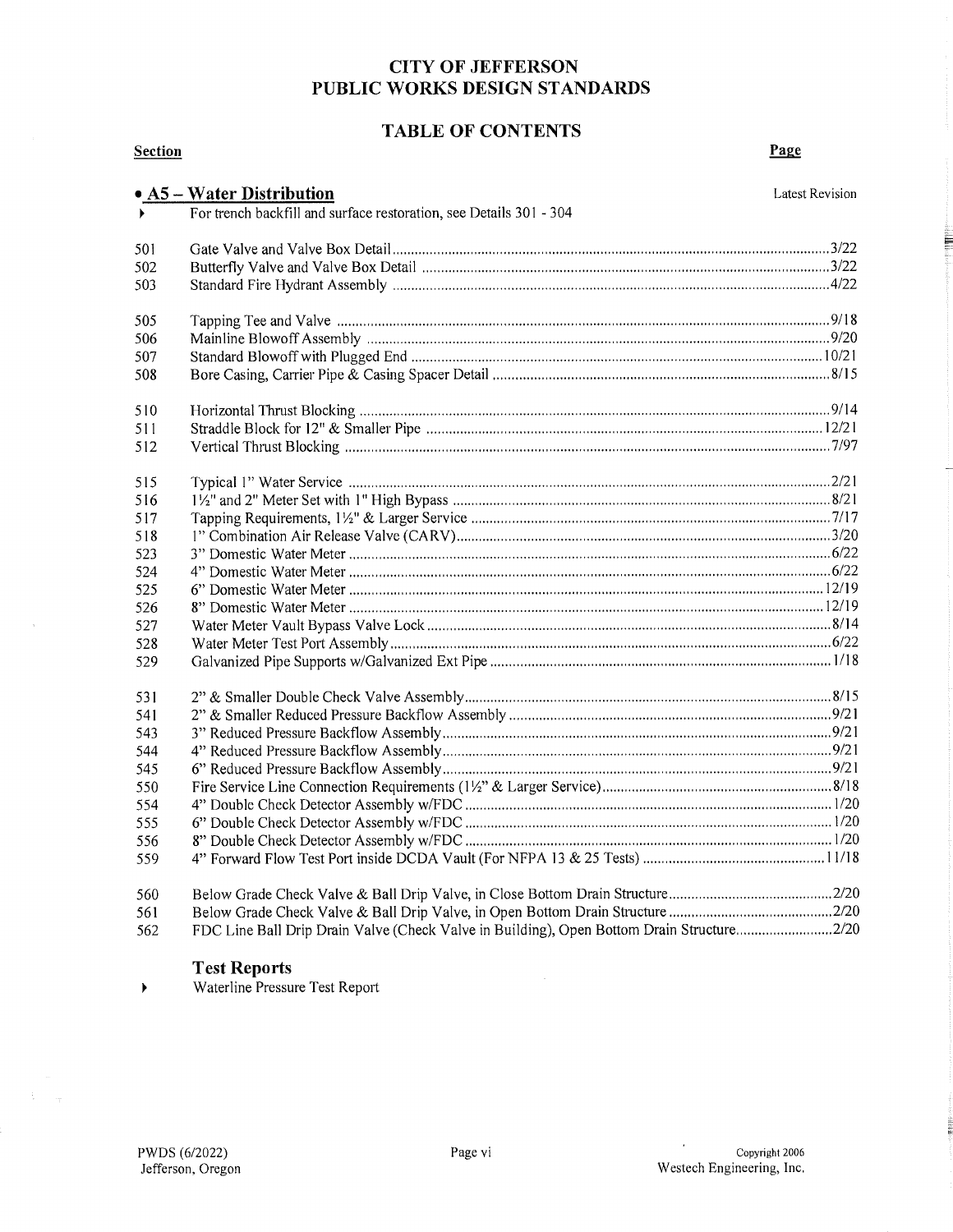# CITY OF JEFFERSON
# PUBLIC WORKS DESIGN STANDARDS

## TABLE OF CONTENTS

| Section | | Page |
|---|---|---|
| **• A5 – Water Distribution** | | Latest Revision |
| ▸ | For trench backfill and surface restoration, see Details 301 - 304 | |
| 501 | Gate Valve and Valve Box Detail | 3/22 |
| 502 | Butterfly Valve and Valve Box Detail | 3/22 |
| 503 | Standard Fire Hydrant Assembly | 4/22 |
| 505 | Tapping Tee and Valve | 9/18 |
| 506 | Mainline Blowoff Assembly | 9/20 |
| 507 | Standard Blowoff with Plugged End | 10/21 |
| 508 | Bore Casing, Carrier Pipe & Casing Spacer Detail | 8/15 |
| 510 | Horizontal Thrust Blocking | 9/14 |
| 511 | Straddle Block for 12" & Smaller Pipe | 12/21 |
| 512 | Vertical Thrust Blocking | 7/97 |
| 515 | Typical 1" Water Service | 2/21 |
| 516 | 1½" and 2" Meter Set with 1" High Bypass | 8/21 |
| 517 | Tapping Requirements, 1½" & Larger Service | 7/17 |
| 518 | 1" Combination Air Release Valve (CARV) | 3/20 |
| 523 | 3" Domestic Water Meter | 6/22 |
| 524 | 4" Domestic Water Meter | 6/22 |
| 525 | 6" Domestic Water Meter | 12/19 |
| 526 | 8" Domestic Water Meter | 12/19 |
| 527 | Water Meter Vault Bypass Valve Lock | 8/14 |
| 528 | Water Meter Test Port Assembly | 6/22 |
| 529 | Galvanized Pipe Supports w/Galvanized Ext Pipe | 1/18 |
| 531 | 2" & Smaller Double Check Valve Assembly | 8/15 |
| 541 | 2" & Smaller Reduced Pressure Backflow Assembly | 9/21 |
| 543 | 3" Reduced Pressure Backflow Assembly | 9/21 |
| 544 | 4" Reduced Pressure Backflow Assembly | 9/21 |
| 545 | 6" Reduced Pressure Backflow Assembly | 9/21 |
| 550 | Fire Service Line Connection Requirements (1½" & Larger Service) | 8/18 |
| 554 | 4" Double Check Detector Assembly w/FDC | 1/20 |
| 555 | 6" Double Check Detector Assembly w/FDC | 1/20 |
| 556 | 8" Double Check Detector Assembly w/FDC | 1/20 |
| 559 | 4" Forward Flow Test Port inside DCDA Vault (For NFPA 13 & 25 Tests) | 11/18 |
| 560 | Below Grade Check Valve & Ball Drip Valve, in Close Bottom Drain Structure | 2/20 |
| 561 | Below Grade Check Valve & Ball Drip Valve, in Open Bottom Drain Structure | 2/20 |
| 562 | FDC Line Ball Drip Drain Valve (Check Valve in Building), Open Bottom Drain Structure | 2/20 |

### Test Reports

▸ Waterline Pressure Test Report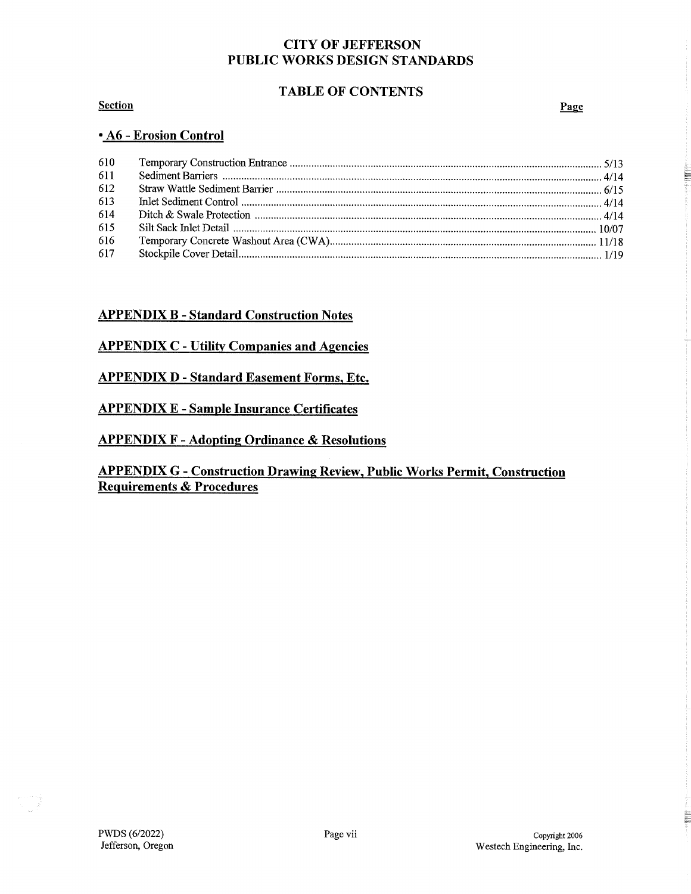# CITY OF JEFFERSON
# PUBLIC WORKS DESIGN STANDARDS

## TABLE OF CONTENTS

| Section | | Page |
|---|---|---|
| **• A6 - Erosion Control** | | |
| 610 | Temporary Construction Entrance | 5/13 |
| 611 | Sediment Barriers | 4/14 |
| 612 | Straw Wattle Sediment Barrier | 6/15 |
| 613 | Inlet Sediment Control | 4/14 |
| 614 | Ditch & Swale Protection | 4/14 |
| 615 | Silt Sack Inlet Detail | 10/07 |
| 616 | Temporary Concrete Washout Area (CWA) | 11/18 |
| 617 | Stockpile Cover Detail | 1/19 |

**APPENDIX B - Standard Construction Notes**

**APPENDIX C - Utility Companies and Agencies**

**APPENDIX D - Standard Easement Forms, Etc.**

**APPENDIX E - Sample Insurance Certificates**

**APPENDIX F - Adopting Ordinance & Resolutions**

**APPENDIX G - Construction Drawing Review, Public Works Permit, Construction Requirements & Procedures**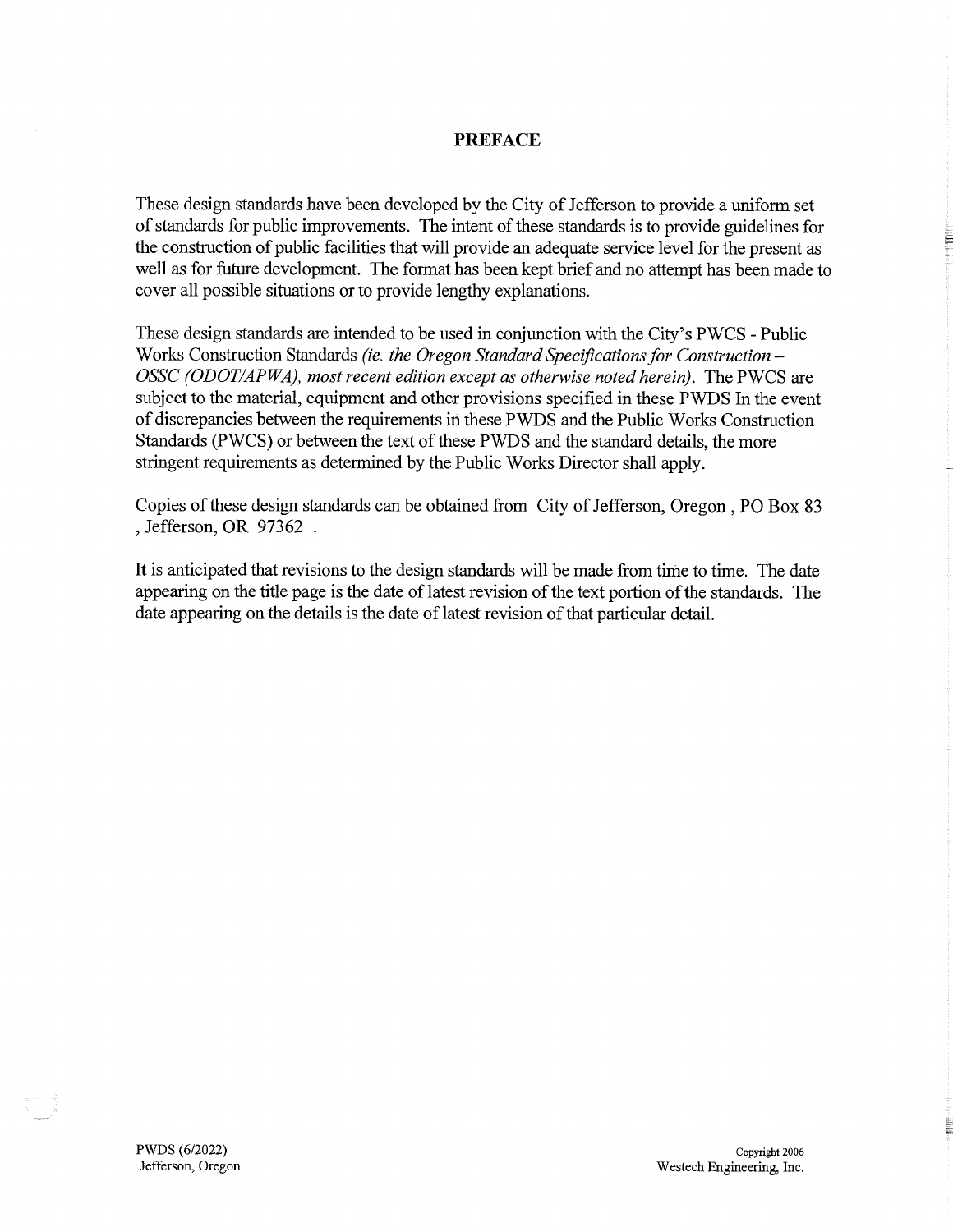# PREFACE

These design standards have been developed by the City of Jefferson to provide a uniform set of standards for public improvements. The intent of these standards is to provide guidelines for the construction of public facilities that will provide an adequate service level for the present as well as for future development. The format has been kept brief and no attempt has been made to cover all possible situations or to provide lengthy explanations.

These design standards are intended to be used in conjunction with the City's PWCS - Public Works Construction Standards *(ie. the Oregon Standard Specifications for Construction – OSSC (ODOT/APWA), most recent edition except as otherwise noted herein)*. The PWCS are subject to the material, equipment and other provisions specified in these PWDS In the event of discrepancies between the requirements in these PWDS and the Public Works Construction Standards (PWCS) or between the text of these PWDS and the standard details, the more stringent requirements as determined by the Public Works Director shall apply.

Copies of these design standards can be obtained from City of Jefferson, Oregon , PO Box 83 , Jefferson, OR 97362 .

It is anticipated that revisions to the design standards will be made from time to time. The date appearing on the title page is the date of latest revision of the text portion of the standards. The date appearing on the details is the date of latest revision of that particular detail.